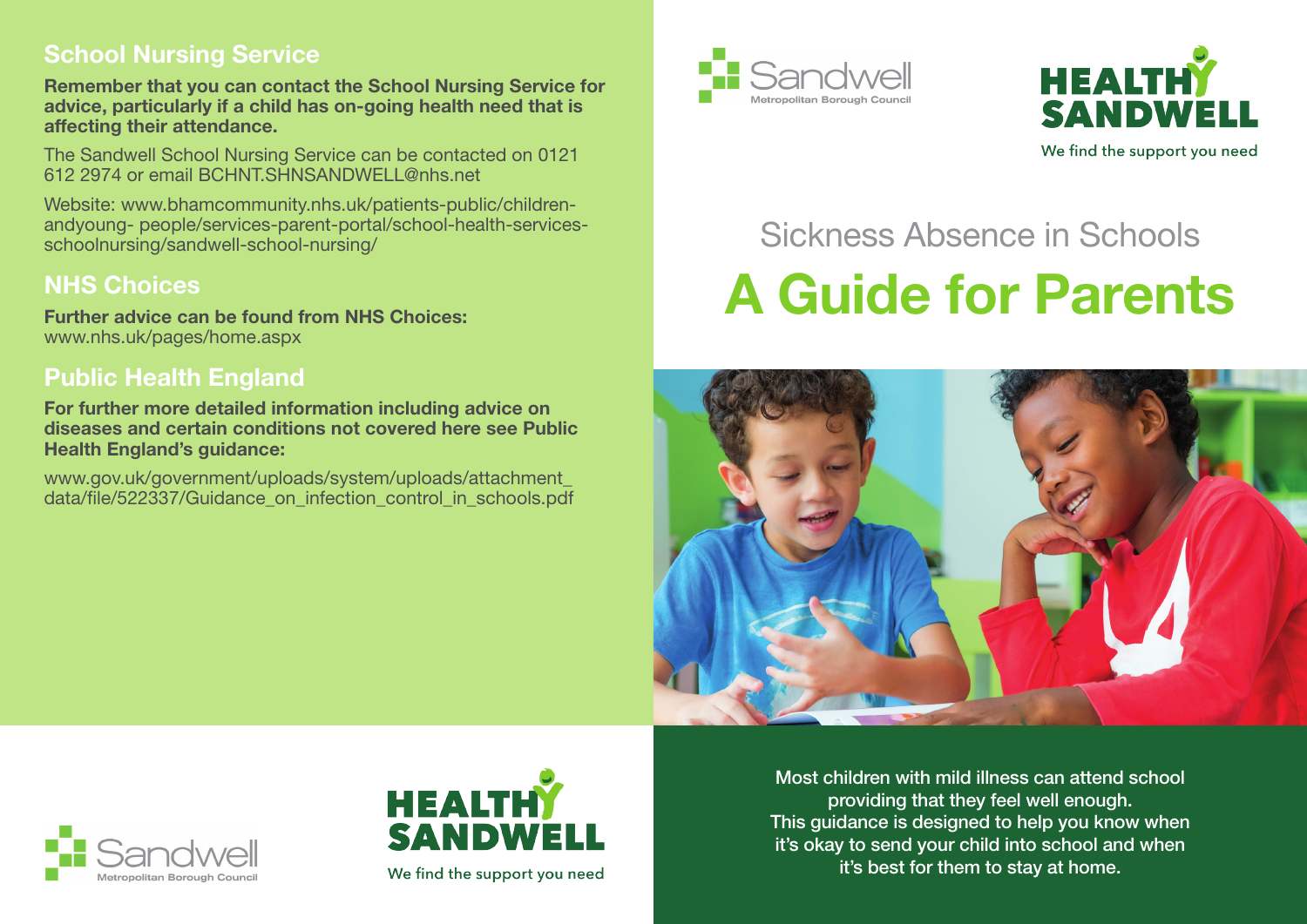## School Nursing Service

**Remember that you can contact the School Nursing Service for advice, particularly if a child has on-going health need that is affecting their attendance.**

The Sandwell School Nursing Service can be contacted on 0121 612 2974 or email BCHNT.SHNSANDWELL@nhs.net

Website: www.bhamcommunity.nhs.uk/patients-public/children-andyoung- people/services-parent-portal/school-health-services-schoolnursing/sandwell-school-nursing/

## NHS Choices

**Further advice can be found from NHS Choices:**
www.nhs.uk/pages/home.aspx

## Public Health England

**For further more detailed information including advice on diseases and certain conditions not covered here see Public Health England's guidance:**

www.gov.uk/government/uploads/system/uploads/attachment_data/file/522337/Guidance_on_infection_control_in_schools.pdf

Sandwell Metropolitan Borough Council

HEALTHY SANDWELL
We find the support you need

# Sickness Absence in Schools

# A Guide for Parents

Most children with mild illness can attend school providing that they feel well enough. This guidance is designed to help you know when it's okay to send your child into school and when it's best for them to stay at home.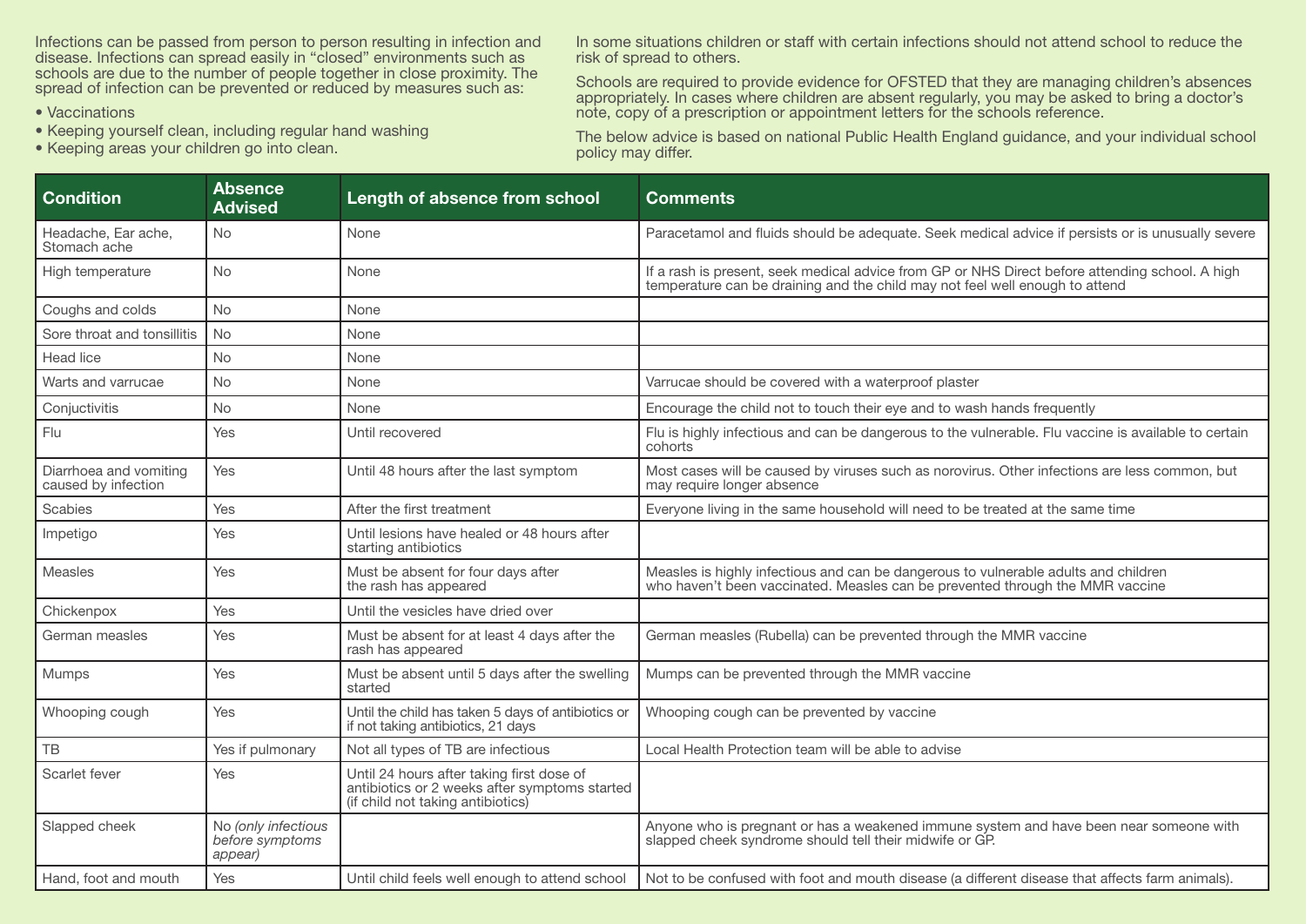Infections can be passed from person to person resulting in infection and disease. Infections can spread easily in "closed" environments such as schools are due to the number of people together in close proximity. The spread of infection can be prevented or reduced by measures such as:

- Vaccinations
- Keeping yourself clean, including regular hand washing
- Keeping areas your children go into clean.

In some situations children or staff with certain infections should not attend school to reduce the risk of spread to others.

Schools are required to provide evidence for OFSTED that they are managing children's absences appropriately. In cases where children are absent regularly, you may be asked to bring a doctor's note, copy of a prescription or appointment letters for the schools reference.

The below advice is based on national Public Health England guidance, and your individual school policy may differ.

| Condition | Absence Advised | Length of absence from school | Comments |
|---|---|---|---|
| Headache, Ear ache, Stomach ache | No | None | Paracetamol and fluids should be adequate. Seek medical advice if persists or is unusually severe |
| High temperature | No | None | If a rash is present, seek medical advice from GP or NHS Direct before attending school. A high temperature can be draining and the child may not feel well enough to attend |
| Coughs and colds | No | None | |
| Sore throat and tonsillitis | No | None | |
| Head lice | No | None | |
| Warts and varrucae | No | None | Varrucae should be covered with a waterproof plaster |
| Conjuctivitis | No | None | Encourage the child not to touch their eye and to wash hands frequently |
| Flu | Yes | Until recovered | Flu is highly infectious and can be dangerous to the vulnerable. Flu vaccine is available to certain cohorts |
| Diarrhoea and vomiting caused by infection | Yes | Until 48 hours after the last symptom | Most cases will be caused by viruses such as norovirus. Other infections are less common, but may require longer absence |
| Scabies | Yes | After the first treatment | Everyone living in the same household will need to be treated at the same time |
| Impetigo | Yes | Until lesions have healed or 48 hours after starting antibiotics | |
| Measles | Yes | Must be absent for four days after the rash has appeared | Measles is highly infectious and can be dangerous to vulnerable adults and children who haven't been vaccinated. Measles can be prevented through the MMR vaccine |
| Chickenpox | Yes | Until the vesicles have dried over | |
| German measles | Yes | Must be absent for at least 4 days after the rash has appeared | German measles (Rubella) can be prevented through the MMR vaccine |
| Mumps | Yes | Must be absent until 5 days after the swelling started | Mumps can be prevented through the MMR vaccine |
| Whooping cough | Yes | Until the child has taken 5 days of antibiotics or if not taking antibiotics, 21 days | Whooping cough can be prevented by vaccine |
| TB | Yes if pulmonary | Not all types of TB are infectious | Local Health Protection team will be able to advise |
| Scarlet fever | Yes | Until 24 hours after taking first dose of antibiotics or 2 weeks after symptoms started (if child not taking antibiotics) | |
| Slapped cheek | No *(only infectious before symptoms appear)* | | Anyone who is pregnant or has a weakened immune system and have been near someone with slapped cheek syndrome should tell their midwife or GP. |
| Hand, foot and mouth | Yes | Until child feels well enough to attend school | Not to be confused with foot and mouth disease (a different disease that affects farm animals). |